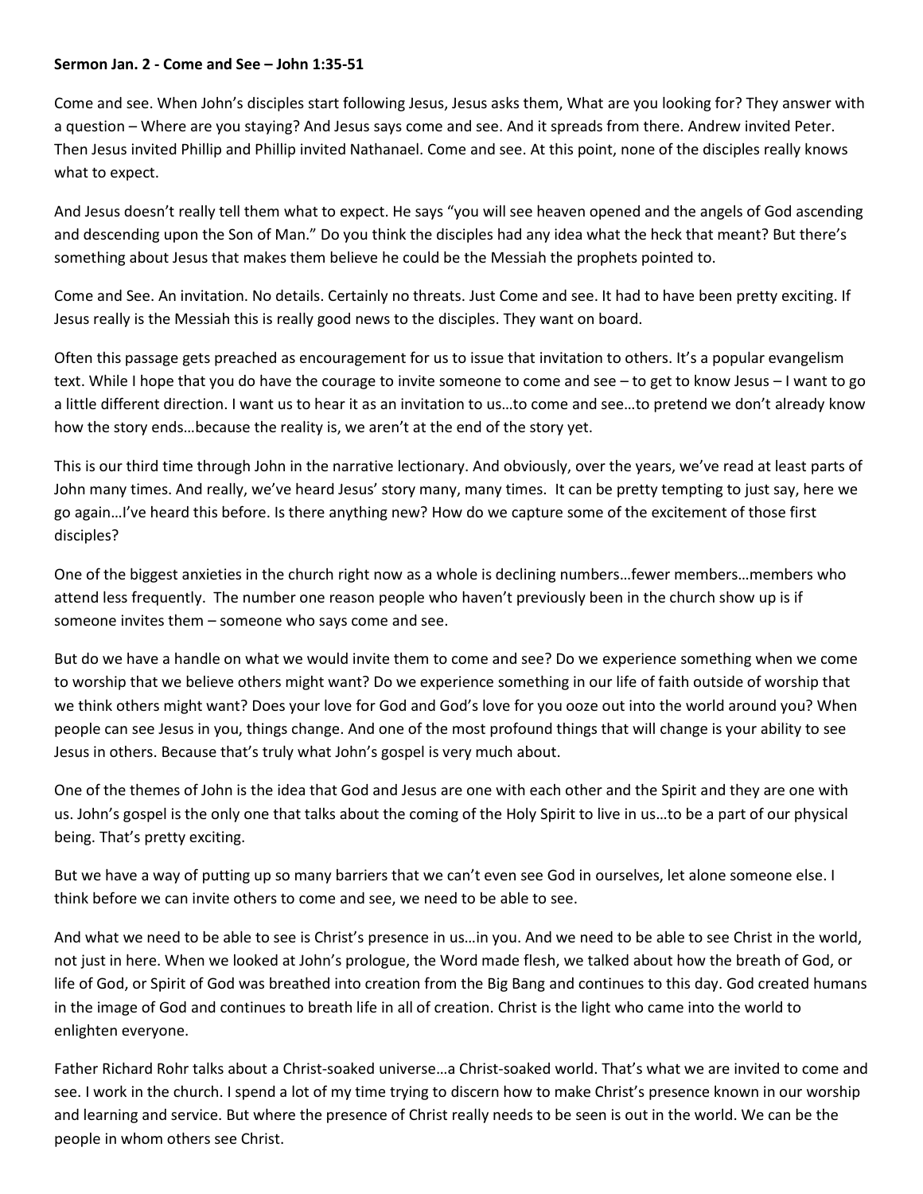**Sermon Jan. 2 - Come and See – John 1:35-51**

Come and see. When John's disciples start following Jesus, Jesus asks them, What are you looking for? They answer with a question – Where are you staying? And Jesus says come and see. And it spreads from there. Andrew invited Peter. Then Jesus invited Phillip and Phillip invited Nathanael. Come and see. At this point, none of the disciples really knows what to expect.

And Jesus doesn't really tell them what to expect. He says "you will see heaven opened and the angels of God ascending and descending upon the Son of Man." Do you think the disciples had any idea what the heck that meant? But there's something about Jesus that makes them believe he could be the Messiah the prophets pointed to.

Come and See. An invitation. No details. Certainly no threats. Just Come and see. It had to have been pretty exciting. If Jesus really is the Messiah this is really good news to the disciples. They want on board.

Often this passage gets preached as encouragement for us to issue that invitation to others. It's a popular evangelism text. While I hope that you do have the courage to invite someone to come and see – to get to know Jesus – I want to go a little different direction. I want us to hear it as an invitation to us…to come and see…to pretend we don't already know how the story ends…because the reality is, we aren't at the end of the story yet.

This is our third time through John in the narrative lectionary. And obviously, over the years, we've read at least parts of John many times. And really, we've heard Jesus' story many, many times. It can be pretty tempting to just say, here we go again…I've heard this before. Is there anything new? How do we capture some of the excitement of those first disciples?

One of the biggest anxieties in the church right now as a whole is declining numbers…fewer members…members who attend less frequently. The number one reason people who haven't previously been in the church show up is if someone invites them – someone who says come and see.

But do we have a handle on what we would invite them to come and see? Do we experience something when we come to worship that we believe others might want? Do we experience something in our life of faith outside of worship that we think others might want? Does your love for God and God's love for you ooze out into the world around you? When people can see Jesus in you, things change. And one of the most profound things that will change is your ability to see Jesus in others. Because that's truly what John's gospel is very much about.

One of the themes of John is the idea that God and Jesus are one with each other and the Spirit and they are one with us. John's gospel is the only one that talks about the coming of the Holy Spirit to live in us…to be a part of our physical being. That's pretty exciting.

But we have a way of putting up so many barriers that we can't even see God in ourselves, let alone someone else. I think before we can invite others to come and see, we need to be able to see.

And what we need to be able to see is Christ's presence in us…in you. And we need to be able to see Christ in the world, not just in here. When we looked at John's prologue, the Word made flesh, we talked about how the breath of God, or life of God, or Spirit of God was breathed into creation from the Big Bang and continues to this day. God created humans in the image of God and continues to breath life in all of creation. Christ is the light who came into the world to enlighten everyone.

Father Richard Rohr talks about a Christ-soaked universe…a Christ-soaked world. That's what we are invited to come and see. I work in the church. I spend a lot of my time trying to discern how to make Christ's presence known in our worship and learning and service. But where the presence of Christ really needs to be seen is out in the world. We can be the people in whom others see Christ.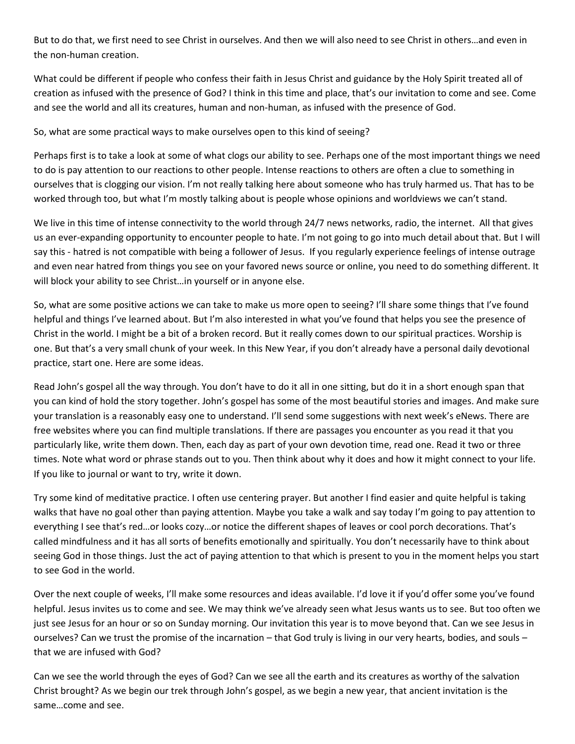But to do that, we first need to see Christ in ourselves. And then we will also need to see Christ in others…and even in the non-human creation.

What could be different if people who confess their faith in Jesus Christ and guidance by the Holy Spirit treated all of creation as infused with the presence of God? I think in this time and place, that's our invitation to come and see. Come and see the world and all its creatures, human and non-human, as infused with the presence of God.

So, what are some practical ways to make ourselves open to this kind of seeing?

Perhaps first is to take a look at some of what clogs our ability to see. Perhaps one of the most important things we need to do is pay attention to our reactions to other people. Intense reactions to others are often a clue to something in ourselves that is clogging our vision. I'm not really talking here about someone who has truly harmed us. That has to be worked through too, but what I'm mostly talking about is people whose opinions and worldviews we can't stand.

We live in this time of intense connectivity to the world through 24/7 news networks, radio, the internet. All that gives us an ever-expanding opportunity to encounter people to hate. I'm not going to go into much detail about that. But I will say this - hatred is not compatible with being a follower of Jesus. If you regularly experience feelings of intense outrage and even near hatred from things you see on your favored news source or online, you need to do something different. It will block your ability to see Christ…in yourself or in anyone else.

So, what are some positive actions we can take to make us more open to seeing? I'll share some things that I've found helpful and things I've learned about. But I'm also interested in what you've found that helps you see the presence of Christ in the world. I might be a bit of a broken record. But it really comes down to our spiritual practices. Worship is one. But that's a very small chunk of your week. In this New Year, if you don't already have a personal daily devotional practice, start one. Here are some ideas.

Read John's gospel all the way through. You don't have to do it all in one sitting, but do it in a short enough span that you can kind of hold the story together. John's gospel has some of the most beautiful stories and images. And make sure your translation is a reasonably easy one to understand. I'll send some suggestions with next week's eNews. There are free websites where you can find multiple translations. If there are passages you encounter as you read it that you particularly like, write them down. Then, each day as part of your own devotion time, read one. Read it two or three times. Note what word or phrase stands out to you. Then think about why it does and how it might connect to your life. If you like to journal or want to try, write it down.

Try some kind of meditative practice. I often use centering prayer. But another I find easier and quite helpful is taking walks that have no goal other than paying attention. Maybe you take a walk and say today I'm going to pay attention to everything I see that's red…or looks cozy…or notice the different shapes of leaves or cool porch decorations. That's called mindfulness and it has all sorts of benefits emotionally and spiritually. You don't necessarily have to think about seeing God in those things. Just the act of paying attention to that which is present to you in the moment helps you start to see God in the world.

Over the next couple of weeks, I'll make some resources and ideas available. I'd love it if you'd offer some you've found helpful. Jesus invites us to come and see. We may think we've already seen what Jesus wants us to see. But too often we just see Jesus for an hour or so on Sunday morning. Our invitation this year is to move beyond that. Can we see Jesus in ourselves? Can we trust the promise of the incarnation – that God truly is living in our very hearts, bodies, and souls – that we are infused with God?

Can we see the world through the eyes of God? Can we see all the earth and its creatures as worthy of the salvation Christ brought? As we begin our trek through John's gospel, as we begin a new year, that ancient invitation is the same…come and see.